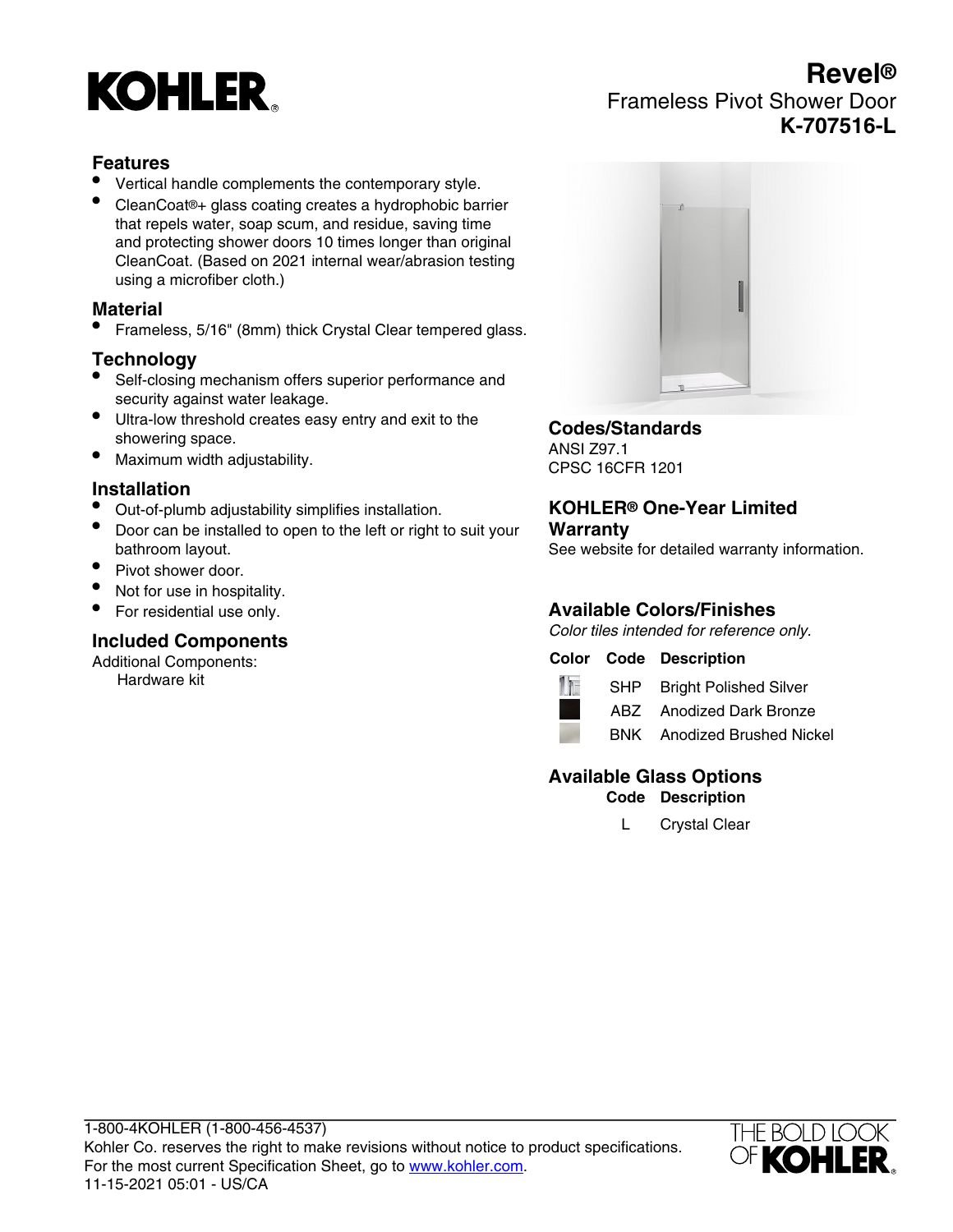# KOHLER

## Revel®
Frameless Pivot Shower Door
**K-707516-L**

### Features

- Vertical handle complements the contemporary style.
- CleanCoat®+ glass coating creates a hydrophobic barrier that repels water, soap scum, and residue, saving time and protecting shower doors 10 times longer than original CleanCoat. (Based on 2021 internal wear/abrasion testing using a microfiber cloth.)

### Material

- Frameless, 5/16" (8mm) thick Crystal Clear tempered glass.

### Technology

- Self-closing mechanism offers superior performance and security against water leakage.
- Ultra-low threshold creates easy entry and exit to the showering space.
- Maximum width adjustability.

### Installation

- Out-of-plumb adjustability simplifies installation.
- Door can be installed to open to the left or right to suit your bathroom layout.
- Pivot shower door.
- Not for use in hospitality.
- For residential use only.

### Included Components

Additional Components:
Hardware kit

### Codes/Standards

ANSI Z97.1
CPSC 16CFR 1201

### KOHLER® One-Year Limited Warranty

See website for detailed warranty information.

### Available Colors/Finishes

*Color tiles intended for reference only.*

| Color | Code | Description |
|---|---|---|
| | SHP | Bright Polished Silver |
| | ABZ | Anodized Dark Bronze |
| | BNK | Anodized Brushed Nickel |

### Available Glass Options

| Code | Description |
|---|---|
| L | Crystal Clear |

1-800-4KOHLER (1-800-456-4537)
Kohler Co. reserves the right to make revisions without notice to product specifications.
For the most current Specification Sheet, go to www.kohler.com.
11-15-2021 05:01 - US/CA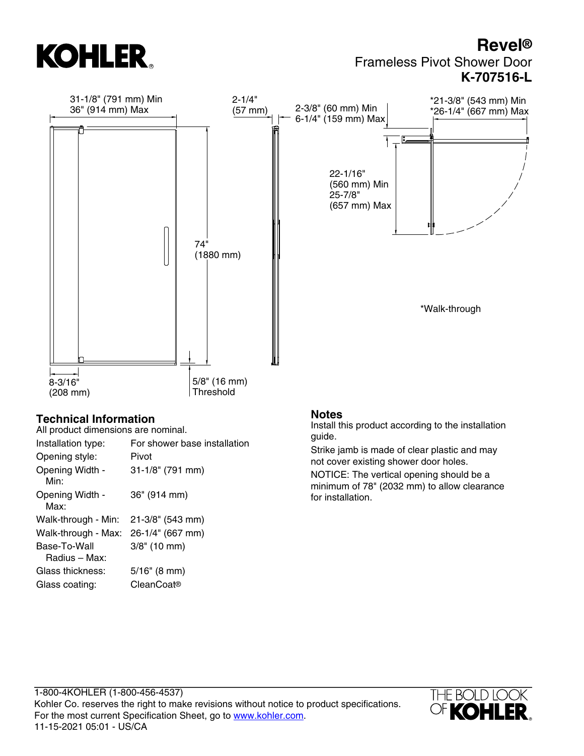# KOHLER

## Revel®

Frameless Pivot Shower Door

**K-707516-L**

31-1/8" (791 mm) Min
36" (914 mm) Max

2-1/4"
(57 mm)

2-3/8" (60 mm) Min
6-1/4" (159 mm) Max

*21-3/8" (543 mm) Min
*26-1/4" (667 mm) Max

22-1/16"
(560 mm) Min
25-7/8"
(657 mm) Max

74"
(1880 mm)

*Walk-through

8-3/16"
(208 mm)

5/8" (16 mm)
Threshold

### Technical Information

All product dimensions are nominal.

| | |
|---|---|
| Installation type: | For shower base installation |
| Opening style: | Pivot |
| Opening Width - Min: | 31-1/8" (791 mm) |
| Opening Width - Max: | 36" (914 mm) |
| Walk-through - Min: | 21-3/8" (543 mm) |
| Walk-through - Max: | 26-1/4" (667 mm) |
| Base-To-Wall Radius – Max: | 3/8" (10 mm) |
| Glass thickness: | 5/16" (8 mm) |
| Glass coating: | CleanCoat® |

### Notes

Install this product according to the installation guide.

Strike jamb is made of clear plastic and may not cover existing shower door holes.

NOTICE: The vertical opening should be a minimum of 78" (2032 mm) to allow clearance for installation.

1-800-4KOHLER (1-800-456-4537)
Kohler Co. reserves the right to make revisions without notice to product specifications.
For the most current Specification Sheet, go to www.kohler.com.
11-15-2021 05:01 - US/CA